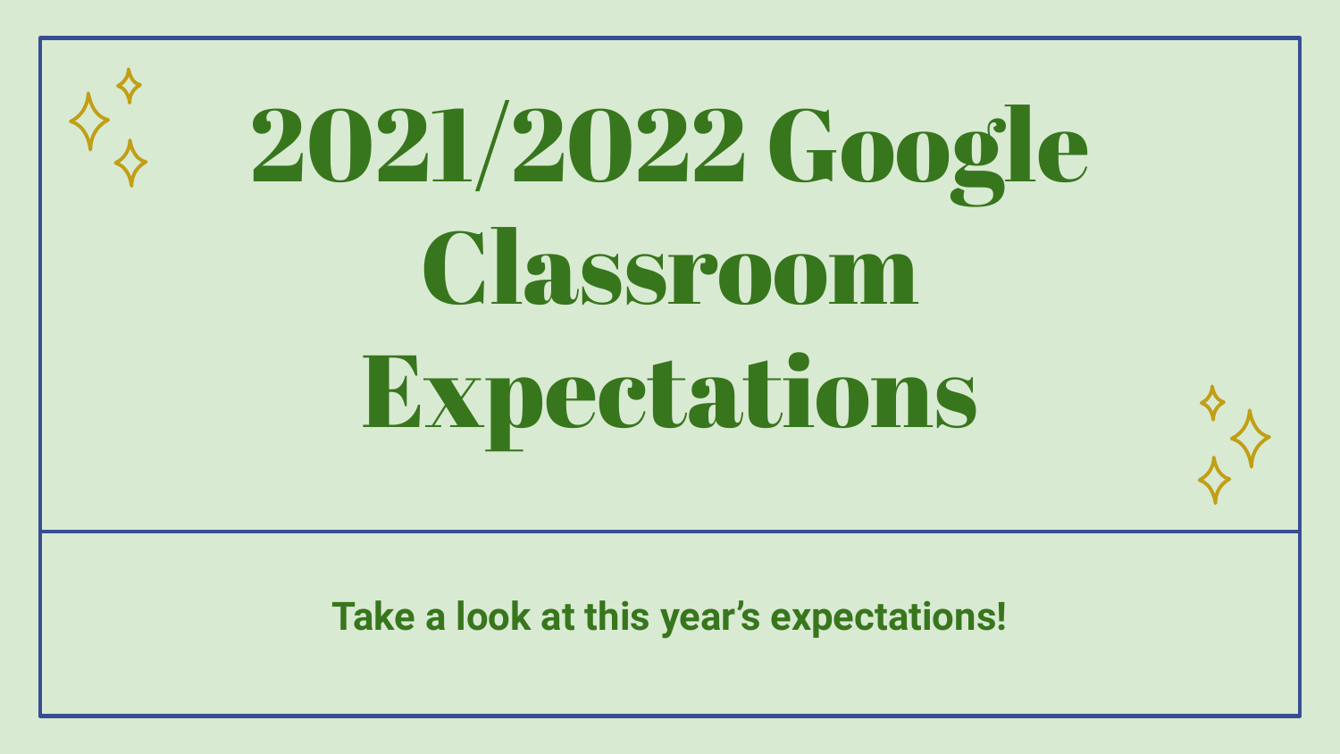# 2021/2022 Google Classroom Expectations

**Take a look at this year's expectations!**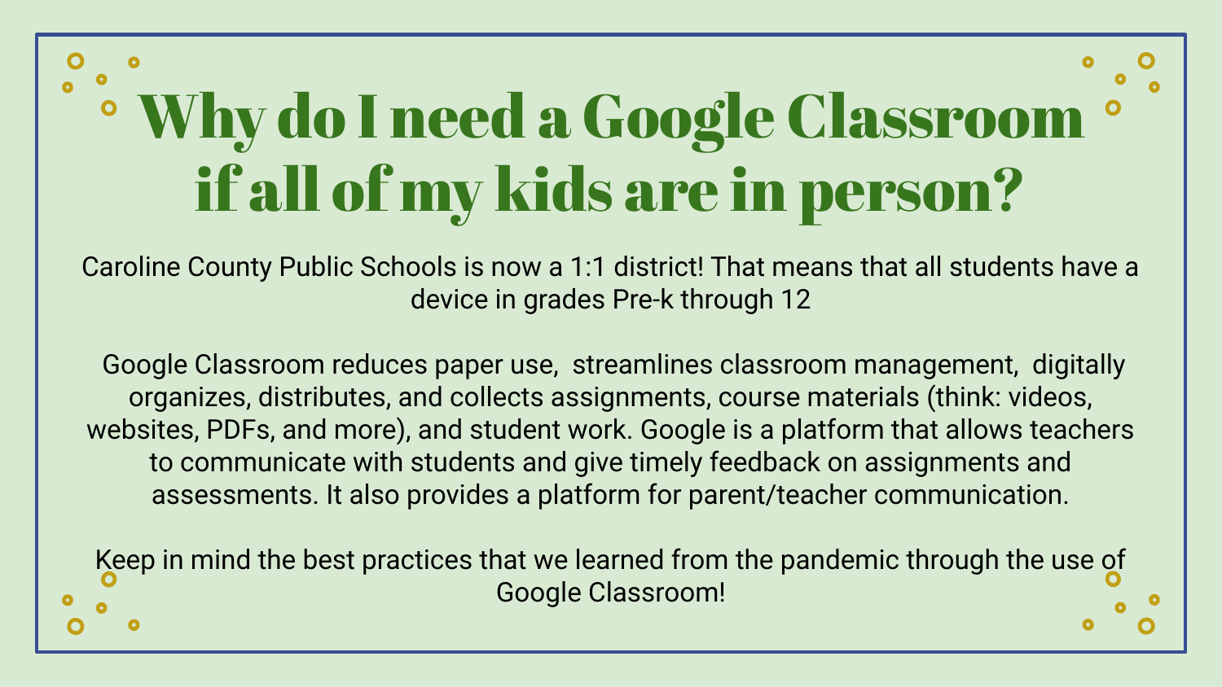# Why do I need a Google Classroom if all of my kids are in person?

Caroline County Public Schools is now a 1:1 district! That means that all students have a device in grades Pre-k through 12

Google Classroom reduces paper use, streamlines classroom management, digitally organizes, distributes, and collects assignments, course materials (think: videos, websites, PDFs, and more), and student work. Google is a platform that allows teachers to communicate with students and give timely feedback on assignments and assessments. It also provides a platform for parent/teacher communication.

Keep in mind the best practices that we learned from the pandemic through the use of Google Classroom!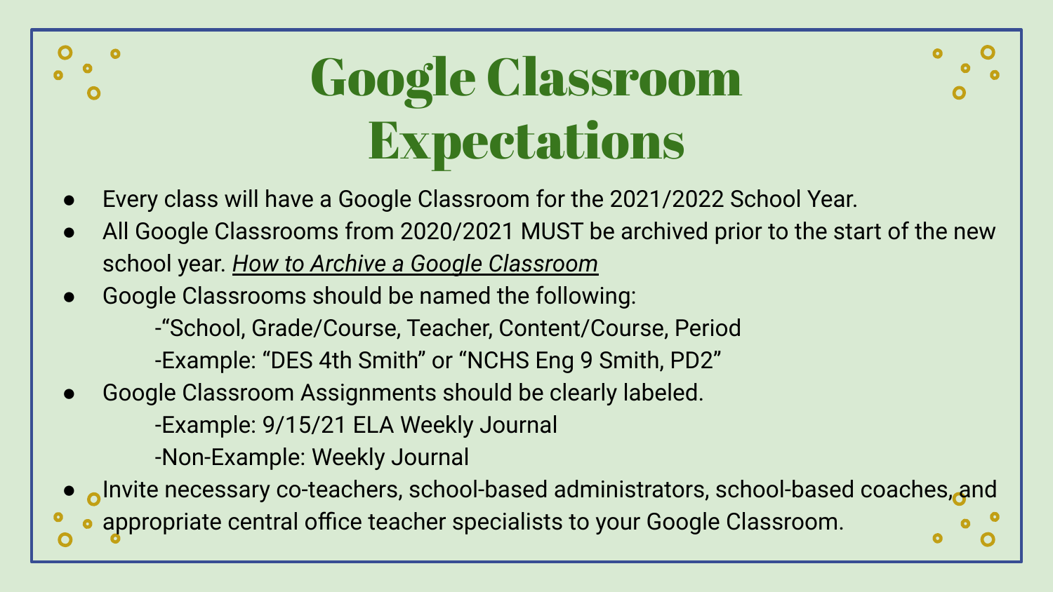# Google Classroom Expectations

- Every class will have a Google Classroom for the 2021/2022 School Year.
- All Google Classrooms from 2020/2021 MUST be archived prior to the start of the new school year. *How to Archive a Google Classroom*
- Google Classrooms should be named the following:
  - -"School, Grade/Course, Teacher, Content/Course, Period
  - -Example: "DES 4th Smith" or "NCHS Eng 9 Smith, PD2"
- Google Classroom Assignments should be clearly labeled.
  - -Example: 9/15/21 ELA Weekly Journal
  - -Non-Example: Weekly Journal
- Invite necessary co-teachers, school-based administrators, school-based coaches, and appropriate central office teacher specialists to your Google Classroom.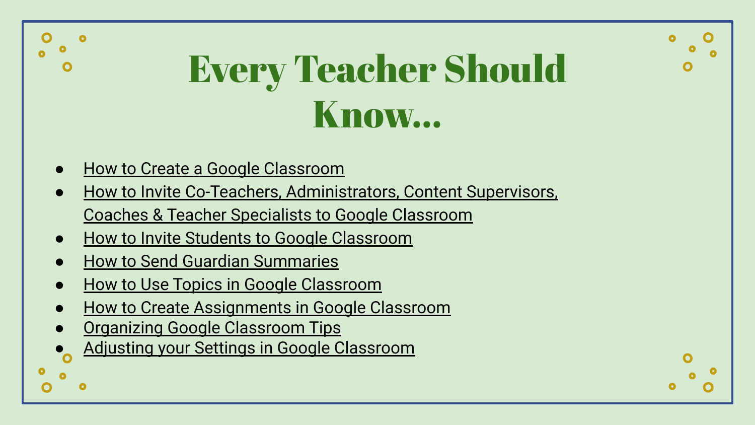# Every Teacher Should Know...

- How to Create a Google Classroom
- How to Invite Co-Teachers, Administrators, Content Supervisors, Coaches & Teacher Specialists to Google Classroom
- How to Invite Students to Google Classroom
- How to Send Guardian Summaries
- How to Use Topics in Google Classroom
- How to Create Assignments in Google Classroom
- Organizing Google Classroom Tips
- Adjusting your Settings in Google Classroom